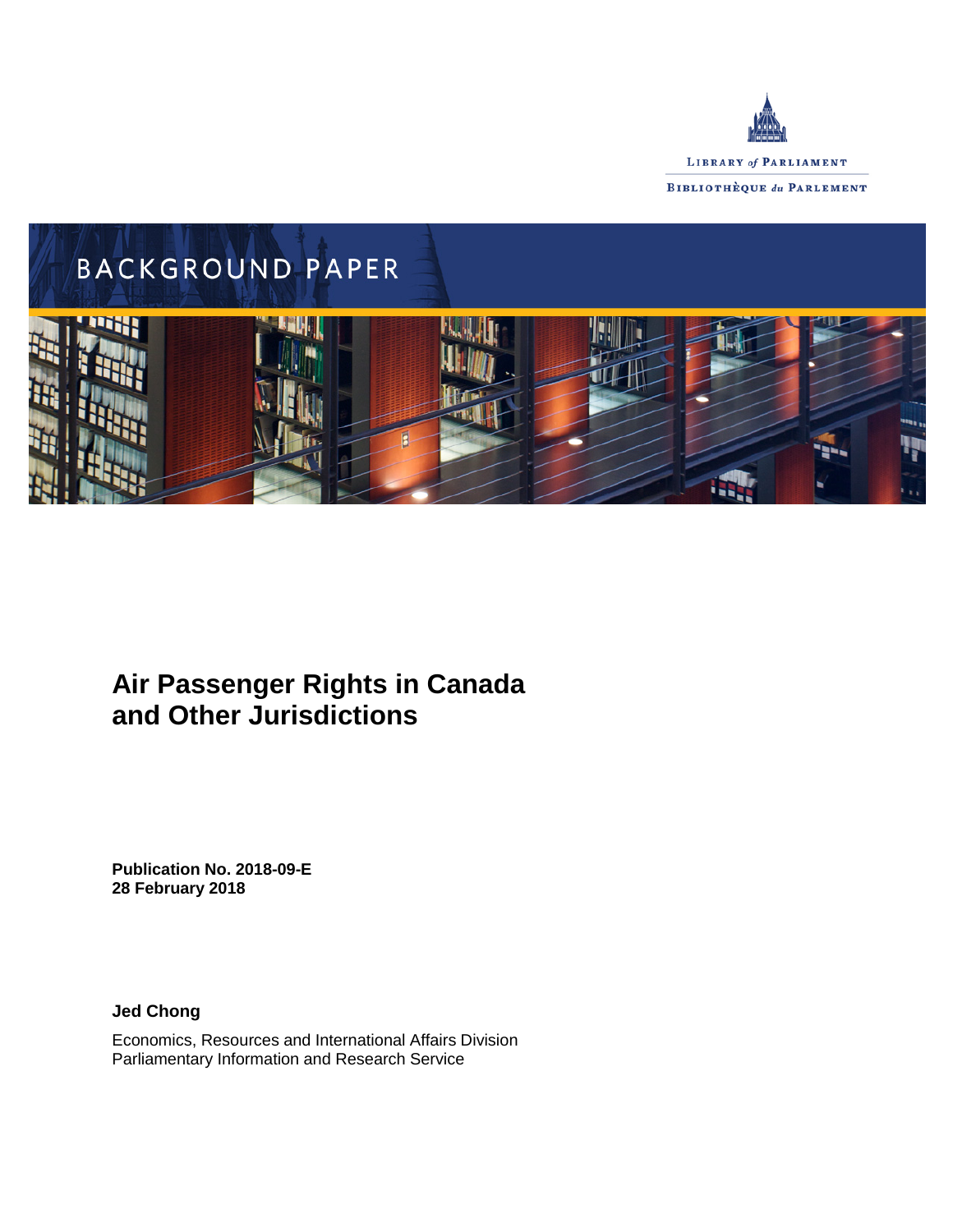LIBRARY *of* PARLIAMENT

BIBLIOTHÈQUE *du* PARLEMENT

BACKGROUND PAPER

# Air Passenger Rights in Canada and Other Jurisdictions

**Publication No. 2018-09-E**
**28 February 2018**

**Jed Chong**

Economics, Resources and International Affairs Division
Parliamentary Information and Research Service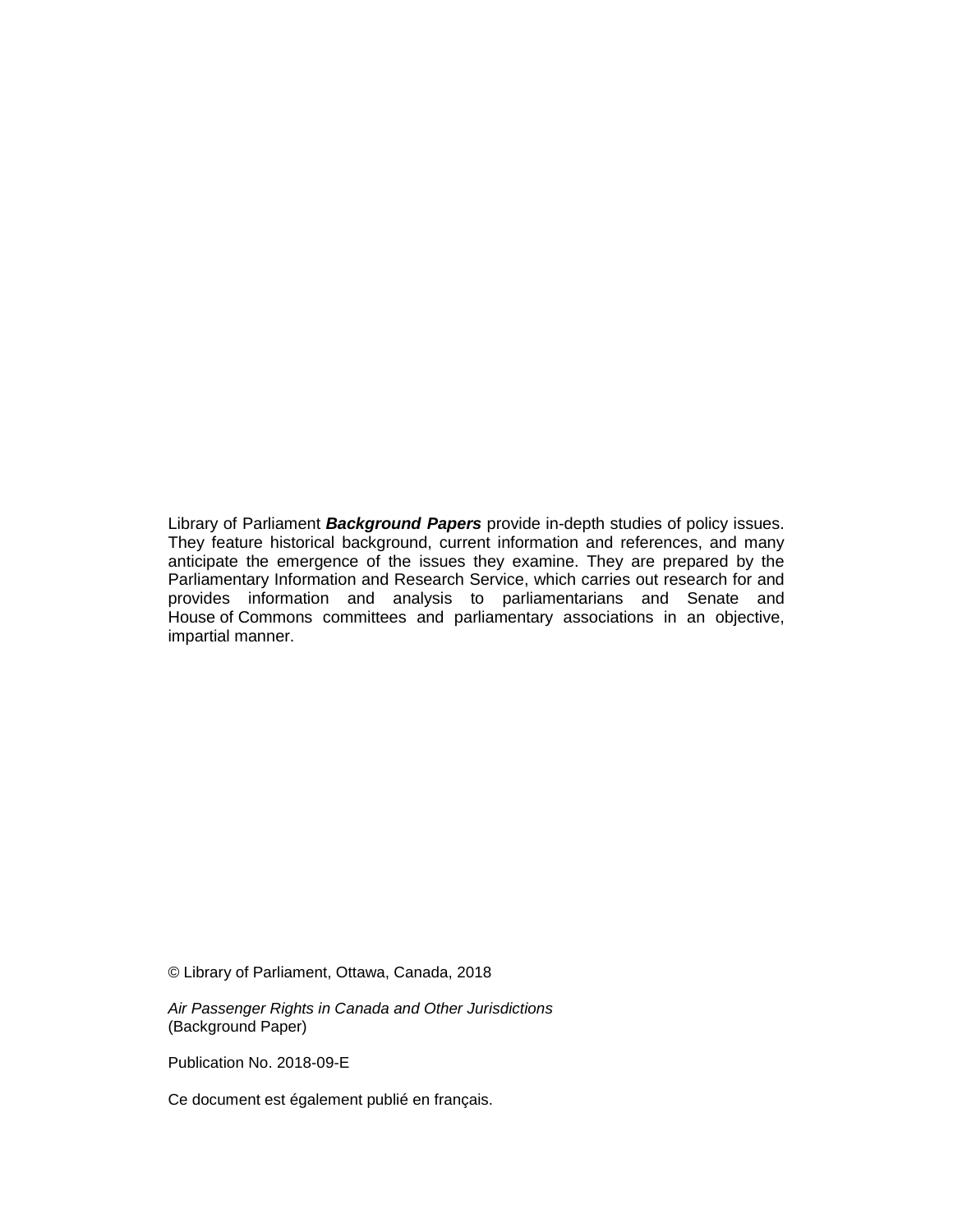Library of Parliament ***Background Papers*** provide in-depth studies of policy issues. They feature historical background, current information and references, and many anticipate the emergence of the issues they examine. They are prepared by the Parliamentary Information and Research Service, which carries out research for and provides information and analysis to parliamentarians and Senate and House of Commons committees and parliamentary associations in an objective, impartial manner.

© Library of Parliament, Ottawa, Canada, 2018

*Air Passenger Rights in Canada and Other Jurisdictions*
(Background Paper)

Publication No. 2018-09-E

Ce document est également publié en français.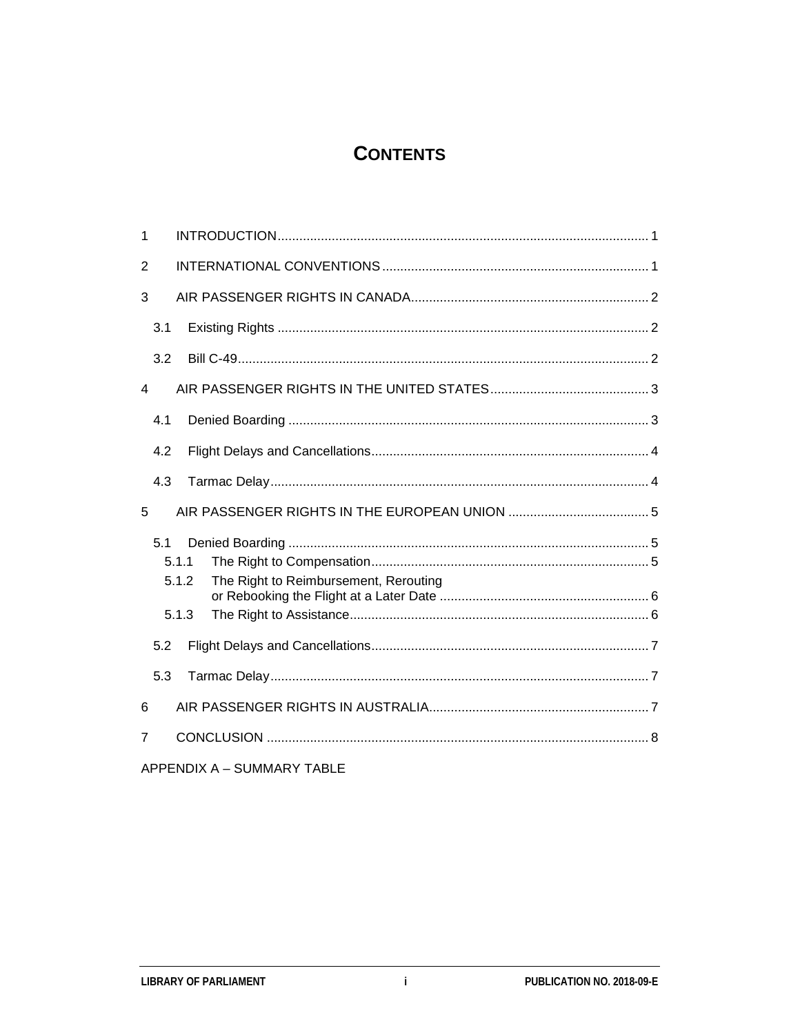# CONTENTS

1 INTRODUCTION ..... 1

2 INTERNATIONAL CONVENTIONS ..... 1

3 AIR PASSENGER RIGHTS IN CANADA ..... 2

- 3.1 Existing Rights ..... 2
- 3.2 Bill C-49 ..... 2

4 AIR PASSENGER RIGHTS IN THE UNITED STATES ..... 3

- 4.1 Denied Boarding ..... 3
- 4.2 Flight Delays and Cancellations ..... 4
- 4.3 Tarmac Delay ..... 4

5 AIR PASSENGER RIGHTS IN THE EUROPEAN UNION ..... 5

- 5.1 Denied Boarding ..... 5
  - 5.1.1 The Right to Compensation ..... 5
  - 5.1.2 The Right to Reimbursement, Rerouting or Rebooking the Flight at a Later Date ..... 6
  - 5.1.3 The Right to Assistance ..... 6
- 5.2 Flight Delays and Cancellations ..... 7
- 5.3 Tarmac Delay ..... 7

6 AIR PASSENGER RIGHTS IN AUSTRALIA ..... 7

7 CONCLUSION ..... 8

APPENDIX A – SUMMARY TABLE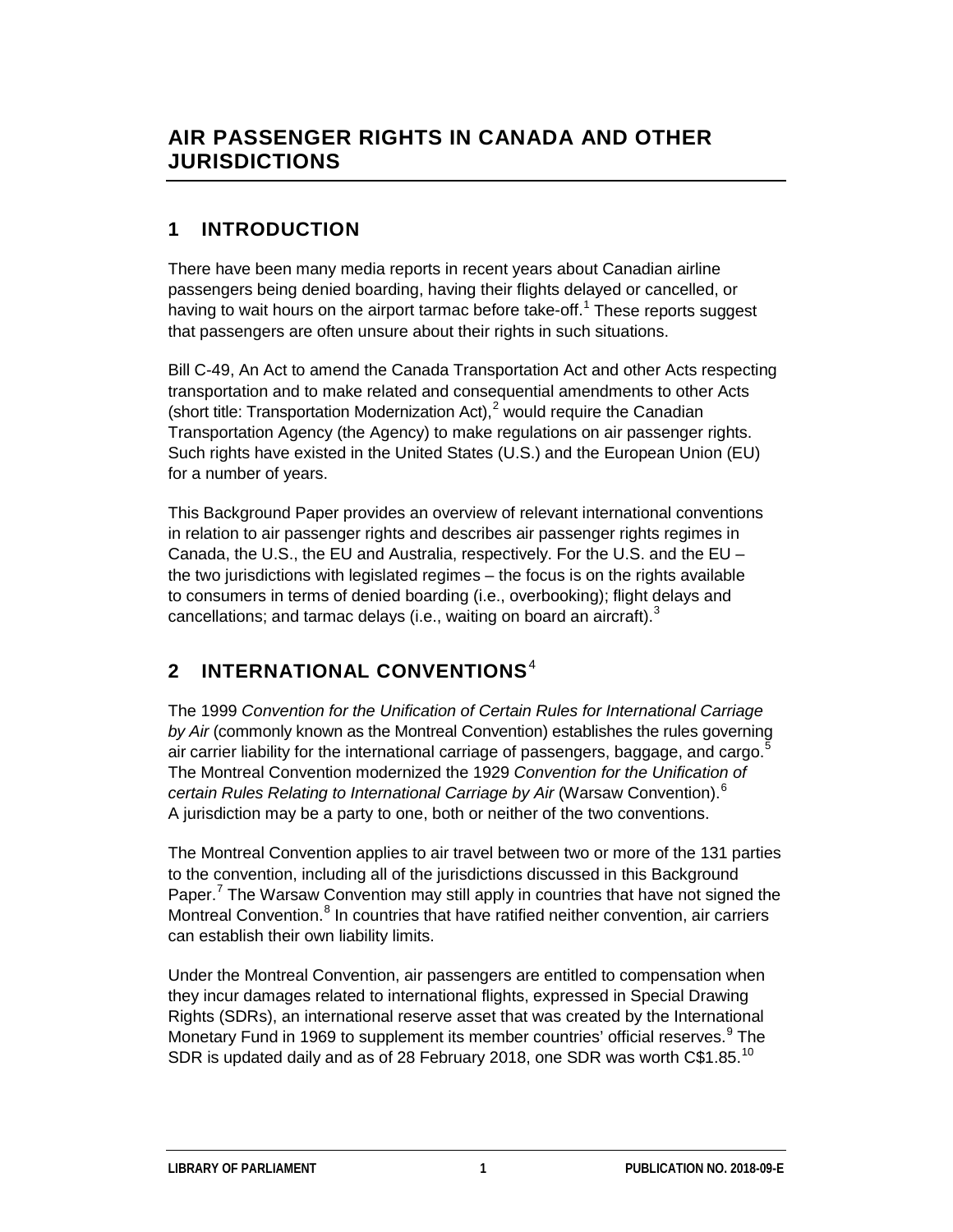# AIR PASSENGER RIGHTS IN CANADA AND OTHER JURISDICTIONS

## 1 INTRODUCTION

There have been many media reports in recent years about Canadian airline passengers being denied boarding, having their flights delayed or cancelled, or having to wait hours on the airport tarmac before take-off.[1] These reports suggest that passengers are often unsure about their rights in such situations.

Bill C-49, An Act to amend the Canada Transportation Act and other Acts respecting transportation and to make related and consequential amendments to other Acts (short title: Transportation Modernization Act),[2] would require the Canadian Transportation Agency (the Agency) to make regulations on air passenger rights. Such rights have existed in the United States (U.S.) and the European Union (EU) for a number of years.

This Background Paper provides an overview of relevant international conventions in relation to air passenger rights and describes air passenger rights regimes in Canada, the U.S., the EU and Australia, respectively. For the U.S. and the EU – the two jurisdictions with legislated regimes – the focus is on the rights available to consumers in terms of denied boarding (i.e., overbooking); flight delays and cancellations; and tarmac delays (i.e., waiting on board an aircraft).[3]

## 2 INTERNATIONAL CONVENTIONS[4]

The 1999 *Convention for the Unification of Certain Rules for International Carriage by Air* (commonly known as the Montreal Convention) establishes the rules governing air carrier liability for the international carriage of passengers, baggage, and cargo.[5] The Montreal Convention modernized the 1929 *Convention for the Unification of certain Rules Relating to International Carriage by Air* (Warsaw Convention).[6] A jurisdiction may be a party to one, both or neither of the two conventions.

The Montreal Convention applies to air travel between two or more of the 131 parties to the convention, including all of the jurisdictions discussed in this Background Paper.[7] The Warsaw Convention may still apply in countries that have not signed the Montreal Convention.[8] In countries that have ratified neither convention, air carriers can establish their own liability limits.

Under the Montreal Convention, air passengers are entitled to compensation when they incur damages related to international flights, expressed in Special Drawing Rights (SDRs), an international reserve asset that was created by the International Monetary Fund in 1969 to supplement its member countries' official reserves.[9] The SDR is updated daily and as of 28 February 2018, one SDR was worth C$1.85.[10]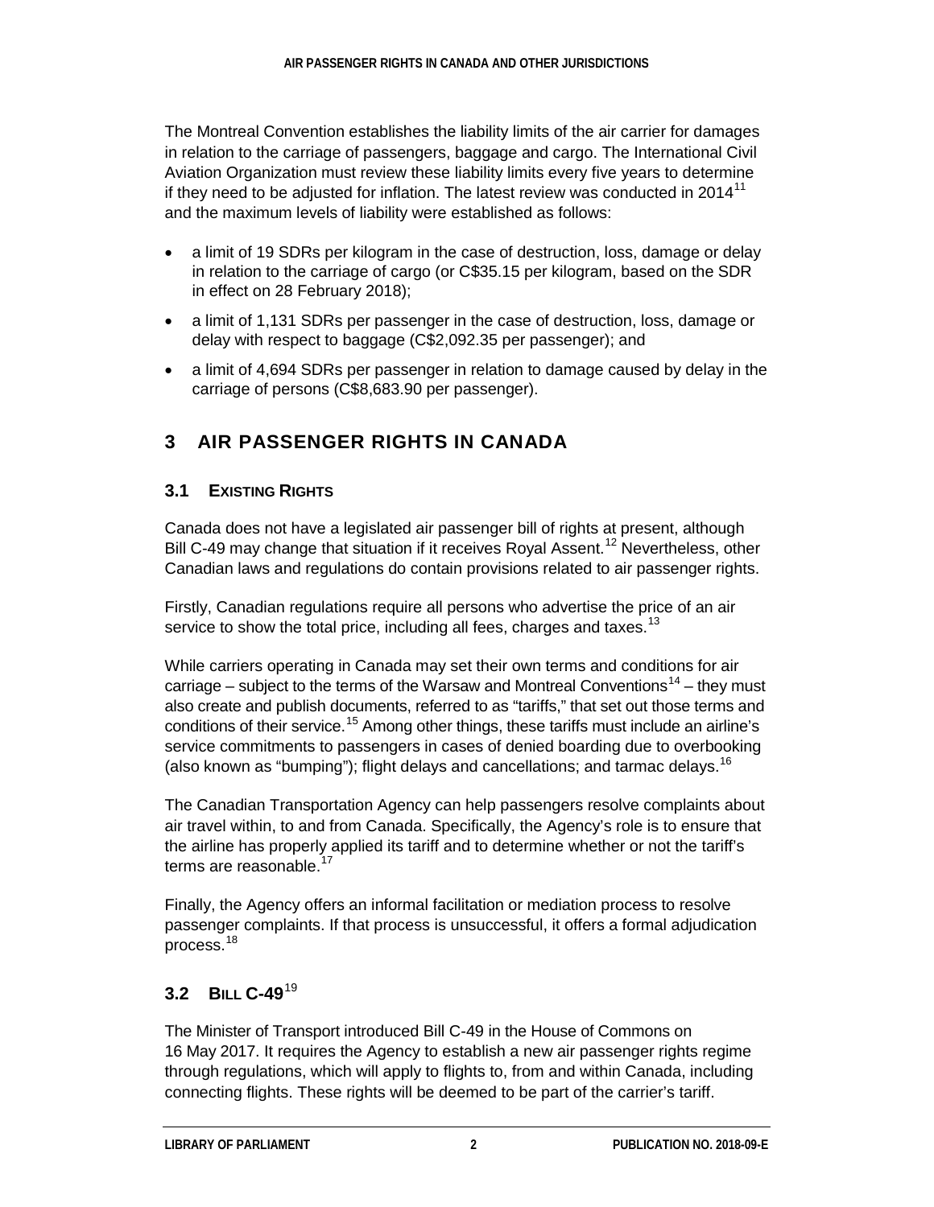The Montreal Convention establishes the liability limits of the air carrier for damages in relation to the carriage of passengers, baggage and cargo. The International Civil Aviation Organization must review these liability limits every five years to determine if they need to be adjusted for inflation. The latest review was conducted in 2014[11] and the maximum levels of liability were established as follows:

- a limit of 19 SDRs per kilogram in the case of destruction, loss, damage or delay in relation to the carriage of cargo (or C$35.15 per kilogram, based on the SDR in effect on 28 February 2018);
- a limit of 1,131 SDRs per passenger in the case of destruction, loss, damage or delay with respect to baggage (C$2,092.35 per passenger); and
- a limit of 4,694 SDRs per passenger in relation to damage caused by delay in the carriage of persons (C$8,683.90 per passenger).

# 3 AIR PASSENGER RIGHTS IN CANADA

## 3.1 EXISTING RIGHTS

Canada does not have a legislated air passenger bill of rights at present, although Bill C-49 may change that situation if it receives Royal Assent.[12] Nevertheless, other Canadian laws and regulations do contain provisions related to air passenger rights.

Firstly, Canadian regulations require all persons who advertise the price of an air service to show the total price, including all fees, charges and taxes.[13]

While carriers operating in Canada may set their own terms and conditions for air carriage – subject to the terms of the Warsaw and Montreal Conventions[14] – they must also create and publish documents, referred to as "tariffs," that set out those terms and conditions of their service.[15] Among other things, these tariffs must include an airline's service commitments to passengers in cases of denied boarding due to overbooking (also known as "bumping"); flight delays and cancellations; and tarmac delays.[16]

The Canadian Transportation Agency can help passengers resolve complaints about air travel within, to and from Canada. Specifically, the Agency's role is to ensure that the airline has properly applied its tariff and to determine whether or not the tariff's terms are reasonable.[17]

Finally, the Agency offers an informal facilitation or mediation process to resolve passenger complaints. If that process is unsuccessful, it offers a formal adjudication process.[18]

## 3.2 BILL C-49[19]

The Minister of Transport introduced Bill C-49 in the House of Commons on 16 May 2017. It requires the Agency to establish a new air passenger rights regime through regulations, which will apply to flights to, from and within Canada, including connecting flights. These rights will be deemed to be part of the carrier's tariff.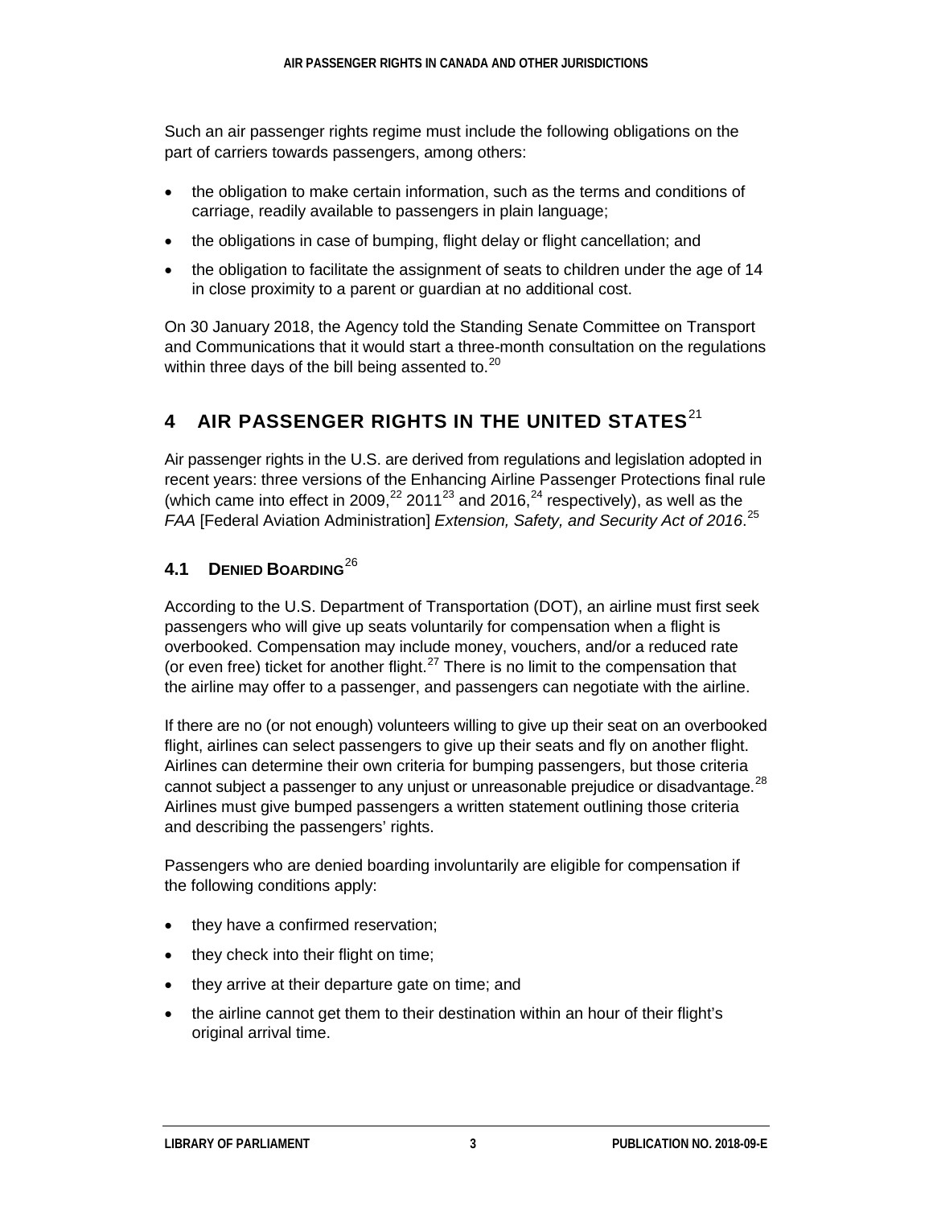Such an air passenger rights regime must include the following obligations on the part of carriers towards passengers, among others:

- the obligation to make certain information, such as the terms and conditions of carriage, readily available to passengers in plain language;
- the obligations in case of bumping, flight delay or flight cancellation; and
- the obligation to facilitate the assignment of seats to children under the age of 14 in close proximity to a parent or guardian at no additional cost.

On 30 January 2018, the Agency told the Standing Senate Committee on Transport and Communications that it would start a three-month consultation on the regulations within three days of the bill being assented to.[20]

## 4 AIR PASSENGER RIGHTS IN THE UNITED STATES[21]

Air passenger rights in the U.S. are derived from regulations and legislation adopted in recent years: three versions of the Enhancing Airline Passenger Protections final rule (which came into effect in 2009,[22] 2011[23] and 2016,[24] respectively), as well as the *FAA* [Federal Aviation Administration] *Extension, Safety, and Security Act of 2016*.[25]

### 4.1 Denied Boarding[26]

According to the U.S. Department of Transportation (DOT), an airline must first seek passengers who will give up seats voluntarily for compensation when a flight is overbooked. Compensation may include money, vouchers, and/or a reduced rate (or even free) ticket for another flight.[27] There is no limit to the compensation that the airline may offer to a passenger, and passengers can negotiate with the airline.

If there are no (or not enough) volunteers willing to give up their seat on an overbooked flight, airlines can select passengers to give up their seats and fly on another flight. Airlines can determine their own criteria for bumping passengers, but those criteria cannot subject a passenger to any unjust or unreasonable prejudice or disadvantage.[28] Airlines must give bumped passengers a written statement outlining those criteria and describing the passengers' rights.

Passengers who are denied boarding involuntarily are eligible for compensation if the following conditions apply:

- they have a confirmed reservation;
- they check into their flight on time;
- they arrive at their departure gate on time; and
- the airline cannot get them to their destination within an hour of their flight's original arrival time.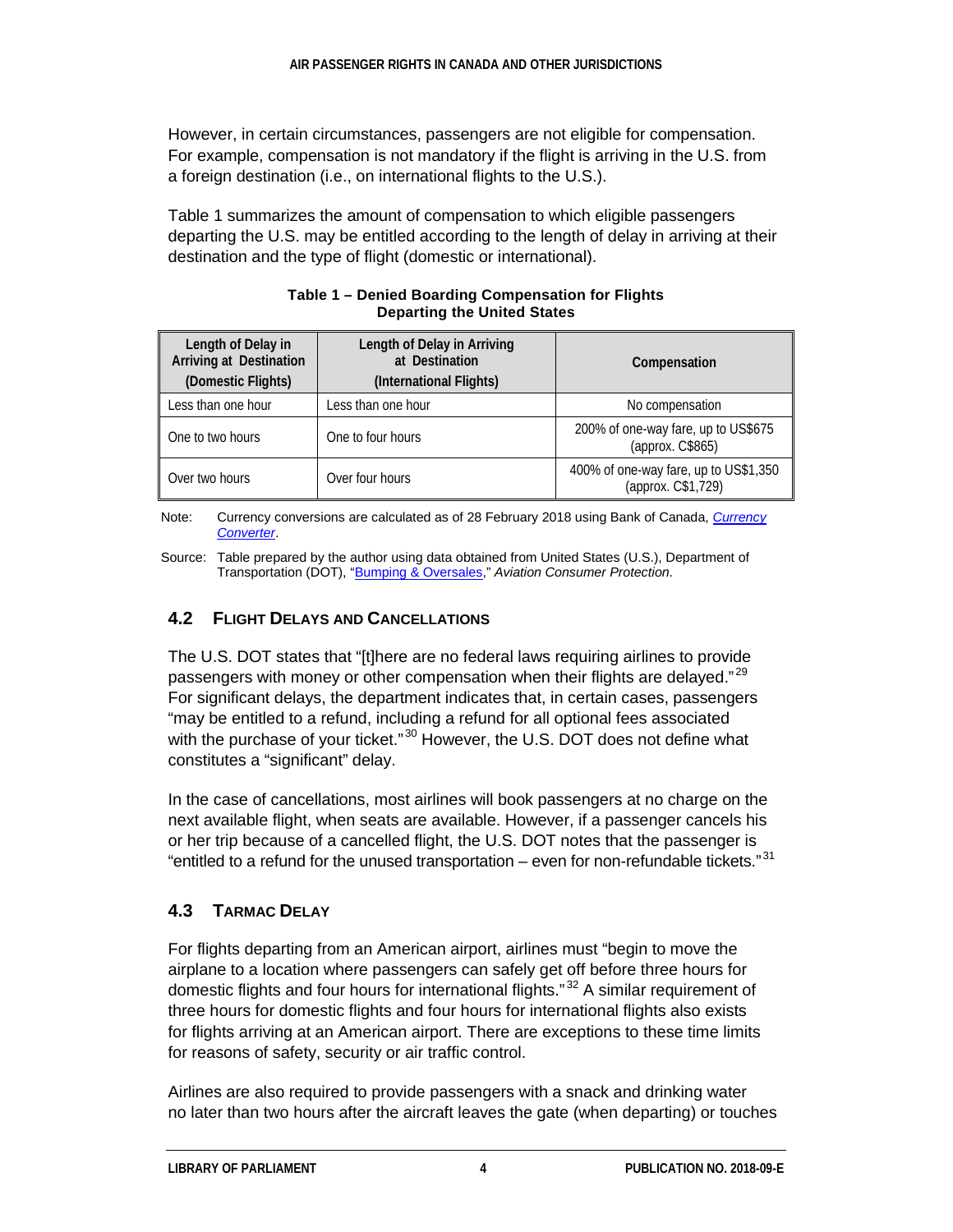However, in certain circumstances, passengers are not eligible for compensation. For example, compensation is not mandatory if the flight is arriving in the U.S. from a foreign destination (i.e., on international flights to the U.S.).

Table 1 summarizes the amount of compensation to which eligible passengers departing the U.S. may be entitled according to the length of delay in arriving at their destination and the type of flight (domestic or international).

**Table 1 – Denied Boarding Compensation for Flights Departing the United States**

| Length of Delay in Arriving at Destination (Domestic Flights) | Length of Delay in Arriving at Destination (International Flights) | Compensation |
|---|---|---|
| Less than one hour | Less than one hour | No compensation |
| One to two hours | One to four hours | 200% of one-way fare, up to US$675 (approx. C$865) |
| Over two hours | Over four hours | 400% of one-way fare, up to US$1,350 (approx. C$1,729) |

Note: Currency conversions are calculated as of 28 February 2018 using Bank of Canada, *Currency Converter*.

Source: Table prepared by the author using data obtained from United States (U.S.), Department of Transportation (DOT), "Bumping & Oversales," *Aviation Consumer Protection*.

## 4.2 Flight Delays and Cancellations

The U.S. DOT states that "[t]here are no federal laws requiring airlines to provide passengers with money or other compensation when their flights are delayed."[29] For significant delays, the department indicates that, in certain cases, passengers "may be entitled to a refund, including a refund for all optional fees associated with the purchase of your ticket."[30] However, the U.S. DOT does not define what constitutes a "significant" delay.

In the case of cancellations, most airlines will book passengers at no charge on the next available flight, when seats are available. However, if a passenger cancels his or her trip because of a cancelled flight, the U.S. DOT notes that the passenger is "entitled to a refund for the unused transportation – even for non-refundable tickets."[31]

## 4.3 Tarmac Delay

For flights departing from an American airport, airlines must "begin to move the airplane to a location where passengers can safely get off before three hours for domestic flights and four hours for international flights."[32] A similar requirement of three hours for domestic flights and four hours for international flights also exists for flights arriving at an American airport. There are exceptions to these time limits for reasons of safety, security or air traffic control.

Airlines are also required to provide passengers with a snack and drinking water no later than two hours after the aircraft leaves the gate (when departing) or touches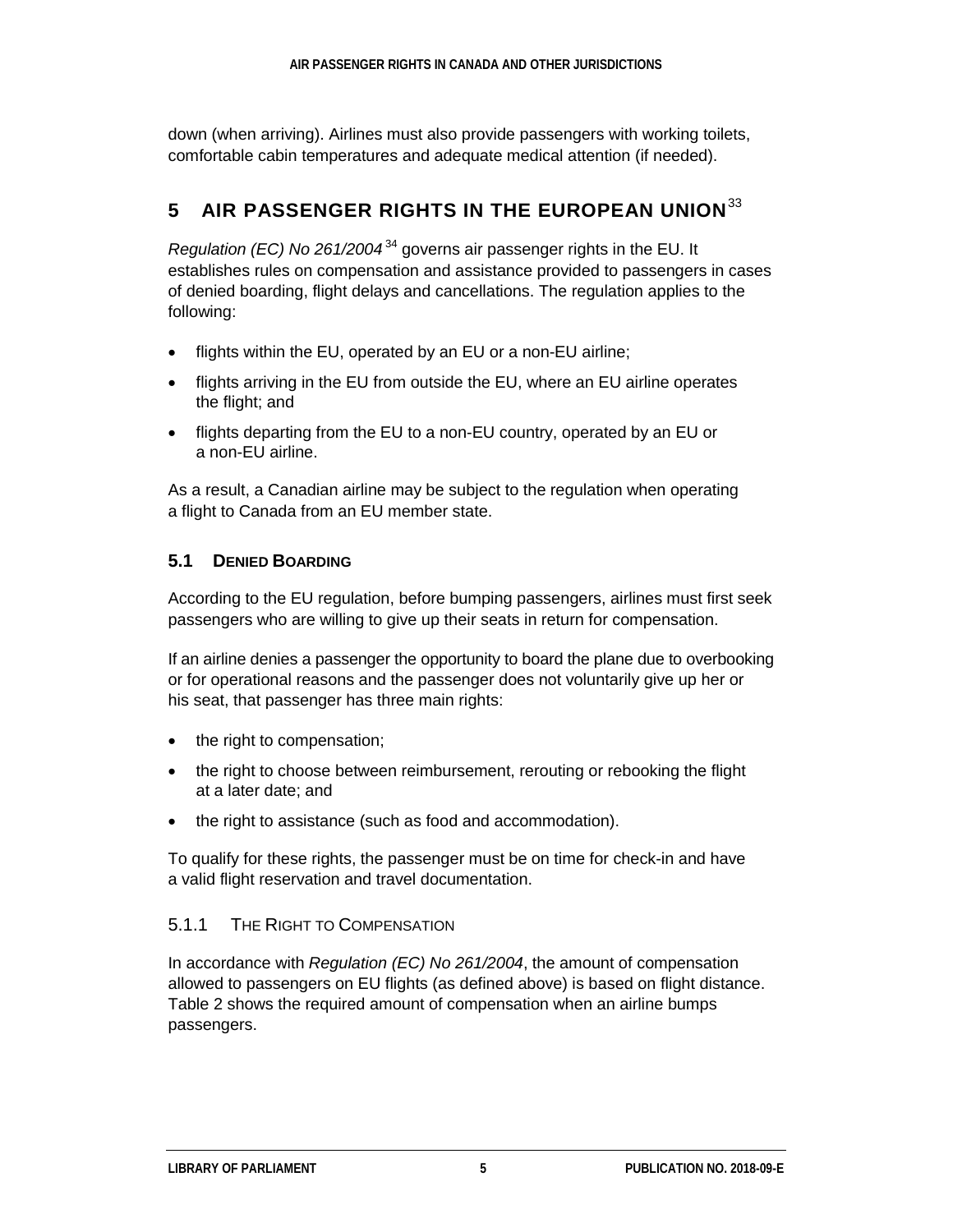down (when arriving). Airlines must also provide passengers with working toilets, comfortable cabin temperatures and adequate medical attention (if needed).

# 5 AIR PASSENGER RIGHTS IN THE EUROPEAN UNION[33]

*Regulation (EC) No 261/2004*[34] governs air passenger rights in the EU. It establishes rules on compensation and assistance provided to passengers in cases of denied boarding, flight delays and cancellations. The regulation applies to the following:

- flights within the EU, operated by an EU or a non-EU airline;
- flights arriving in the EU from outside the EU, where an EU airline operates the flight; and
- flights departing from the EU to a non-EU country, operated by an EU or a non-EU airline.

As a result, a Canadian airline may be subject to the regulation when operating a flight to Canada from an EU member state.

## 5.1 DENIED BOARDING

According to the EU regulation, before bumping passengers, airlines must first seek passengers who are willing to give up their seats in return for compensation.

If an airline denies a passenger the opportunity to board the plane due to overbooking or for operational reasons and the passenger does not voluntarily give up her or his seat, that passenger has three main rights:

- the right to compensation;
- the right to choose between reimbursement, rerouting or rebooking the flight at a later date; and
- the right to assistance (such as food and accommodation).

To qualify for these rights, the passenger must be on time for check-in and have a valid flight reservation and travel documentation.

### 5.1.1 THE RIGHT TO COMPENSATION

In accordance with *Regulation (EC) No 261/2004*, the amount of compensation allowed to passengers on EU flights (as defined above) is based on flight distance. Table 2 shows the required amount of compensation when an airline bumps passengers.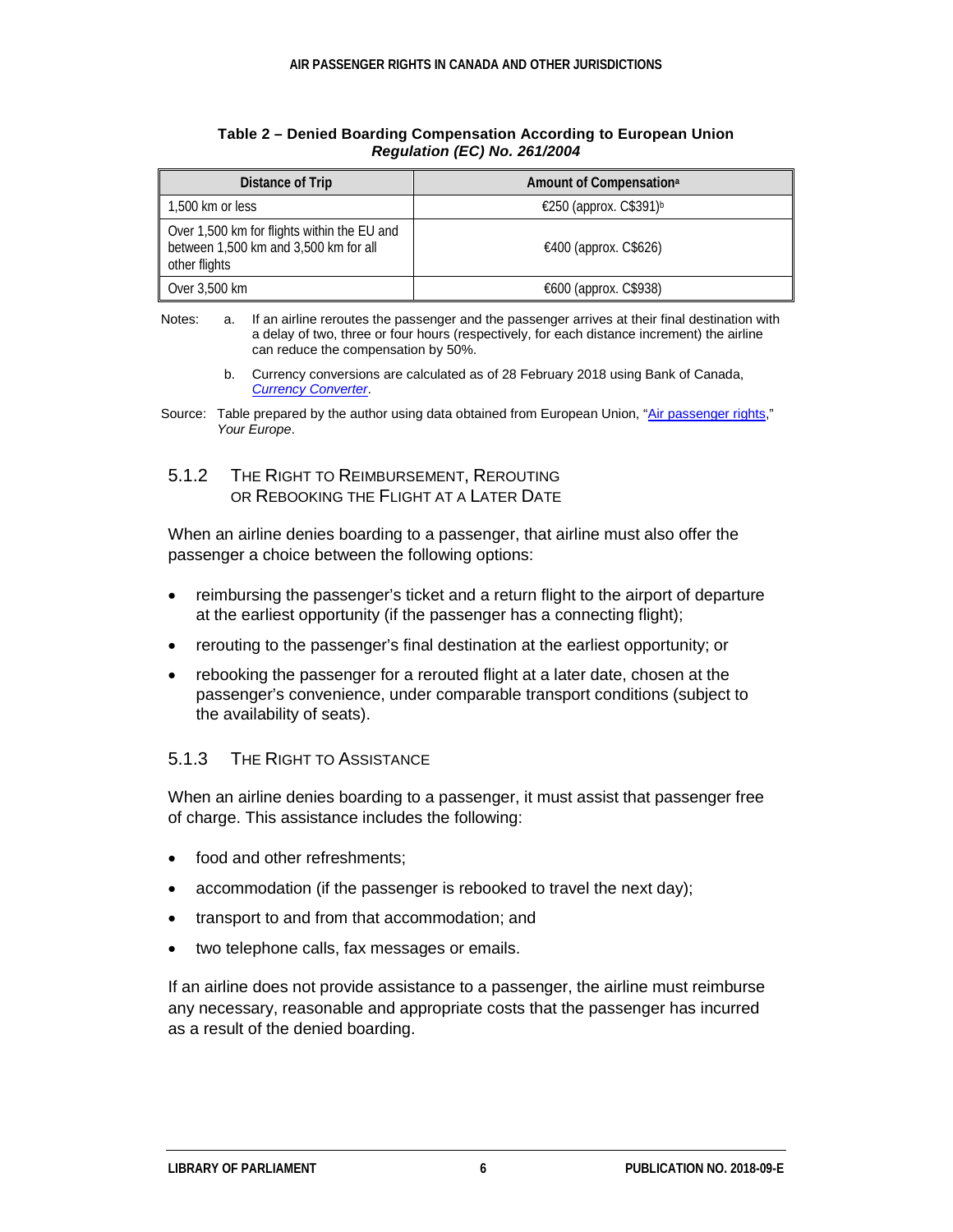**Table 2 – Denied Boarding Compensation According to European Union *Regulation (EC) No. 261/2004***

| Distance of Trip | Amount of Compensation[a] |
| --- | --- |
| 1,500 km or less | €250 (approx. C$391)[b] |
| Over 1,500 km for flights within the EU and between 1,500 km and 3,500 km for all other flights | €400 (approx. C$626) |
| Over 3,500 km | €600 (approx. C$938) |

Notes:
a. If an airline reroutes the passenger and the passenger arrives at their final destination with a delay of two, three or four hours (respectively, for each distance increment) the airline can reduce the compensation by 50%.

b. Currency conversions are calculated as of 28 February 2018 using Bank of Canada, *Currency Converter*.

Source: Table prepared by the author using data obtained from European Union, "Air passenger rights," *Your Europe*.

### 5.1.2 The Right to Reimbursement, Rerouting or Rebooking the Flight at a Later Date

When an airline denies boarding to a passenger, that airline must also offer the passenger a choice between the following options:

- reimbursing the passenger's ticket and a return flight to the airport of departure at the earliest opportunity (if the passenger has a connecting flight);
- rerouting to the passenger's final destination at the earliest opportunity; or
- rebooking the passenger for a rerouted flight at a later date, chosen at the passenger's convenience, under comparable transport conditions (subject to the availability of seats).

### 5.1.3 The Right to Assistance

When an airline denies boarding to a passenger, it must assist that passenger free of charge. This assistance includes the following:

- food and other refreshments;
- accommodation (if the passenger is rebooked to travel the next day);
- transport to and from that accommodation; and
- two telephone calls, fax messages or emails.

If an airline does not provide assistance to a passenger, the airline must reimburse any necessary, reasonable and appropriate costs that the passenger has incurred as a result of the denied boarding.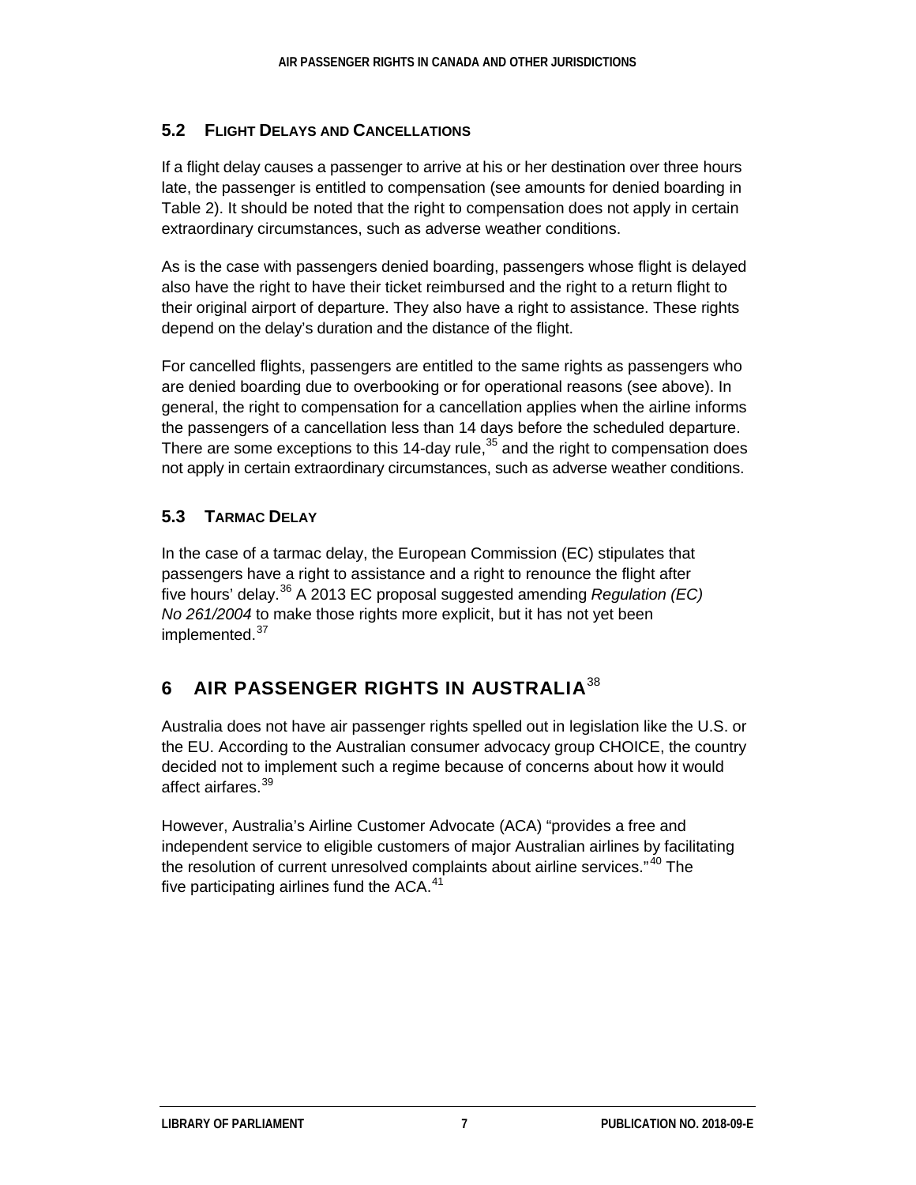### 5.2 Flight Delays and Cancellations

If a flight delay causes a passenger to arrive at his or her destination over three hours late, the passenger is entitled to compensation (see amounts for denied boarding in Table 2). It should be noted that the right to compensation does not apply in certain extraordinary circumstances, such as adverse weather conditions.

As is the case with passengers denied boarding, passengers whose flight is delayed also have the right to have their ticket reimbursed and the right to a return flight to their original airport of departure. They also have a right to assistance. These rights depend on the delay's duration and the distance of the flight.

For cancelled flights, passengers are entitled to the same rights as passengers who are denied boarding due to overbooking or for operational reasons (see above). In general, the right to compensation for a cancellation applies when the airline informs the passengers of a cancellation less than 14 days before the scheduled departure. There are some exceptions to this 14-day rule,[35] and the right to compensation does not apply in certain extraordinary circumstances, such as adverse weather conditions.

### 5.3 Tarmac Delay

In the case of a tarmac delay, the European Commission (EC) stipulates that passengers have a right to assistance and a right to renounce the flight after five hours' delay.[36] A 2013 EC proposal suggested amending *Regulation (EC) No 261/2004* to make those rights more explicit, but it has not yet been implemented.[37]

## 6 AIR PASSENGER RIGHTS IN AUSTRALIA[38]

Australia does not have air passenger rights spelled out in legislation like the U.S. or the EU. According to the Australian consumer advocacy group CHOICE, the country decided not to implement such a regime because of concerns about how it would affect airfares.[39]

However, Australia's Airline Customer Advocate (ACA) "provides a free and independent service to eligible customers of major Australian airlines by facilitating the resolution of current unresolved complaints about airline services."[40] The five participating airlines fund the ACA.[41]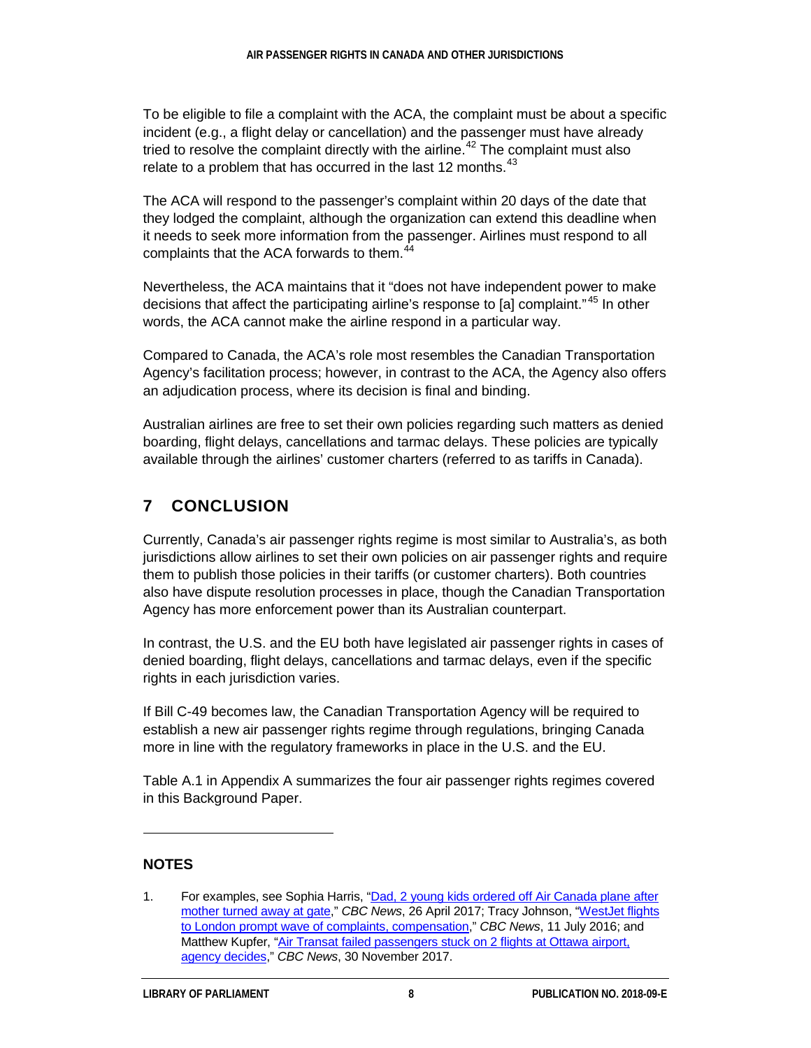To be eligible to file a complaint with the ACA, the complaint must be about a specific incident (e.g., a flight delay or cancellation) and the passenger must have already tried to resolve the complaint directly with the airline.[42] The complaint must also relate to a problem that has occurred in the last 12 months.[43]

The ACA will respond to the passenger's complaint within 20 days of the date that they lodged the complaint, although the organization can extend this deadline when it needs to seek more information from the passenger. Airlines must respond to all complaints that the ACA forwards to them.[44]

Nevertheless, the ACA maintains that it "does not have independent power to make decisions that affect the participating airline's response to [a] complaint."[45] In other words, the ACA cannot make the airline respond in a particular way.

Compared to Canada, the ACA's role most resembles the Canadian Transportation Agency's facilitation process; however, in contrast to the ACA, the Agency also offers an adjudication process, where its decision is final and binding.

Australian airlines are free to set their own policies regarding such matters as denied boarding, flight delays, cancellations and tarmac delays. These policies are typically available through the airlines' customer charters (referred to as tariffs in Canada).

## 7 CONCLUSION

Currently, Canada's air passenger rights regime is most similar to Australia's, as both jurisdictions allow airlines to set their own policies on air passenger rights and require them to publish those policies in their tariffs (or customer charters). Both countries also have dispute resolution processes in place, though the Canadian Transportation Agency has more enforcement power than its Australian counterpart.

In contrast, the U.S. and the EU both have legislated air passenger rights in cases of denied boarding, flight delays, cancellations and tarmac delays, even if the specific rights in each jurisdiction varies.

If Bill C-49 becomes law, the Canadian Transportation Agency will be required to establish a new air passenger rights regime through regulations, bringing Canada more in line with the regulatory frameworks in place in the U.S. and the EU.

Table A.1 in Appendix A summarizes the four air passenger rights regimes covered in this Background Paper.

---

### NOTES

1. For examples, see Sophia Harris, "Dad, 2 young kids ordered off Air Canada plane after mother turned away at gate," *CBC News*, 26 April 2017; Tracy Johnson, "WestJet flights to London prompt wave of complaints, compensation," *CBC News*, 11 July 2016; and Matthew Kupfer, "Air Transat failed passengers stuck on 2 flights at Ottawa airport, agency decides," *CBC News*, 30 November 2017.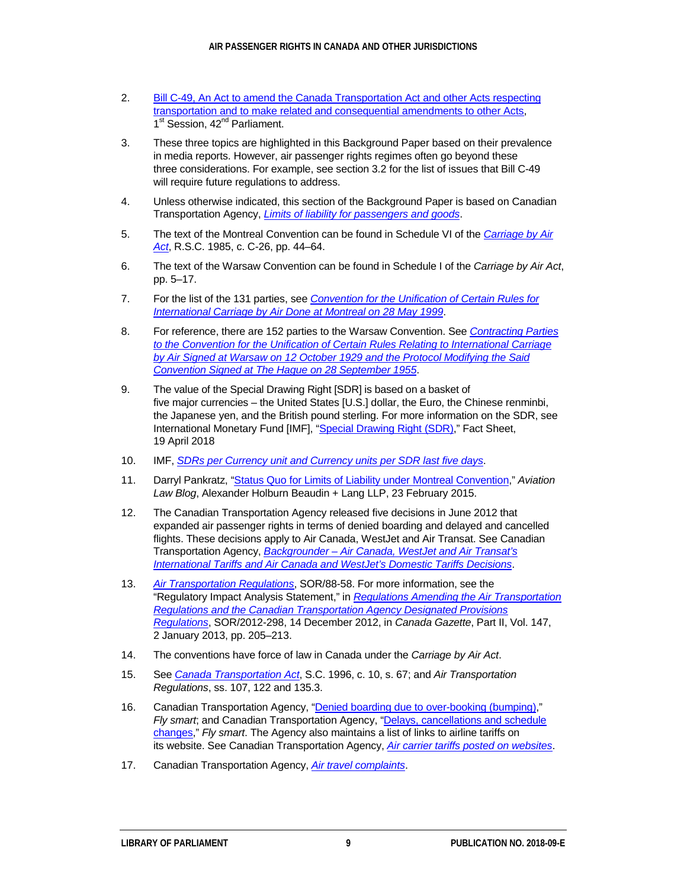2. Bill C-49, An Act to amend the Canada Transportation Act and other Acts respecting transportation and to make related and consequential amendments to other Acts, 1st Session, 42nd Parliament.

3. These three topics are highlighted in this Background Paper based on their prevalence in media reports. However, air passenger rights regimes often go beyond these three considerations. For example, see section 3.2 for the list of issues that Bill C-49 will require future regulations to address.

4. Unless otherwise indicated, this section of the Background Paper is based on Canadian Transportation Agency, *Limits of liability for passengers and goods*.

5. The text of the Montreal Convention can be found in Schedule VI of the *Carriage by Air Act*, R.S.C. 1985, c. C-26, pp. 44–64.

6. The text of the Warsaw Convention can be found in Schedule I of the *Carriage by Air Act*, pp. 5–17.

7. For the list of the 131 parties, see *Convention for the Unification of Certain Rules for International Carriage by Air Done at Montreal on 28 May 1999*.

8. For reference, there are 152 parties to the Warsaw Convention. See *Contracting Parties to the Convention for the Unification of Certain Rules Relating to International Carriage by Air Signed at Warsaw on 12 October 1929 and the Protocol Modifying the Said Convention Signed at The Hague on 28 September 1955*.

9. The value of the Special Drawing Right [SDR] is based on a basket of five major currencies – the United States [U.S.] dollar, the Euro, the Chinese renminbi, the Japanese yen, and the British pound sterling. For more information on the SDR, see International Monetary Fund [IMF], "Special Drawing Right (SDR)," Fact Sheet, 19 April 2018

10. IMF, *SDRs per Currency unit and Currency units per SDR last five days*.

11. Darryl Pankratz, "Status Quo for Limits of Liability under Montreal Convention," *Aviation Law Blog*, Alexander Holburn Beaudin + Lang LLP, 23 February 2015.

12. The Canadian Transportation Agency released five decisions in June 2012 that expanded air passenger rights in terms of denied boarding and delayed and cancelled flights. These decisions apply to Air Canada, WestJet and Air Transat. See Canadian Transportation Agency, *Backgrounder – Air Canada, WestJet and Air Transat's International Tariffs and Air Canada and WestJet's Domestic Tariffs Decisions*.

13. *Air Transportation Regulations*, SOR/88-58. For more information, see the "Regulatory Impact Analysis Statement," in *Regulations Amending the Air Transportation Regulations and the Canadian Transportation Agency Designated Provisions Regulations*, SOR/2012-298, 14 December 2012, in *Canada Gazette*, Part II, Vol. 147, 2 January 2013, pp. 205–213.

14. The conventions have force of law in Canada under the *Carriage by Air Act*.

15. See *Canada Transportation Act*, S.C. 1996, c. 10, s. 67; and *Air Transportation Regulations*, ss. 107, 122 and 135.3.

16. Canadian Transportation Agency, "Denied boarding due to over-booking (bumping)," *Fly smart*; and Canadian Transportation Agency, "Delays, cancellations and schedule changes," *Fly smart*. The Agency also maintains a list of links to airline tariffs on its website. See Canadian Transportation Agency, *Air carrier tariffs posted on websites*.

17. Canadian Transportation Agency, *Air travel complaints*.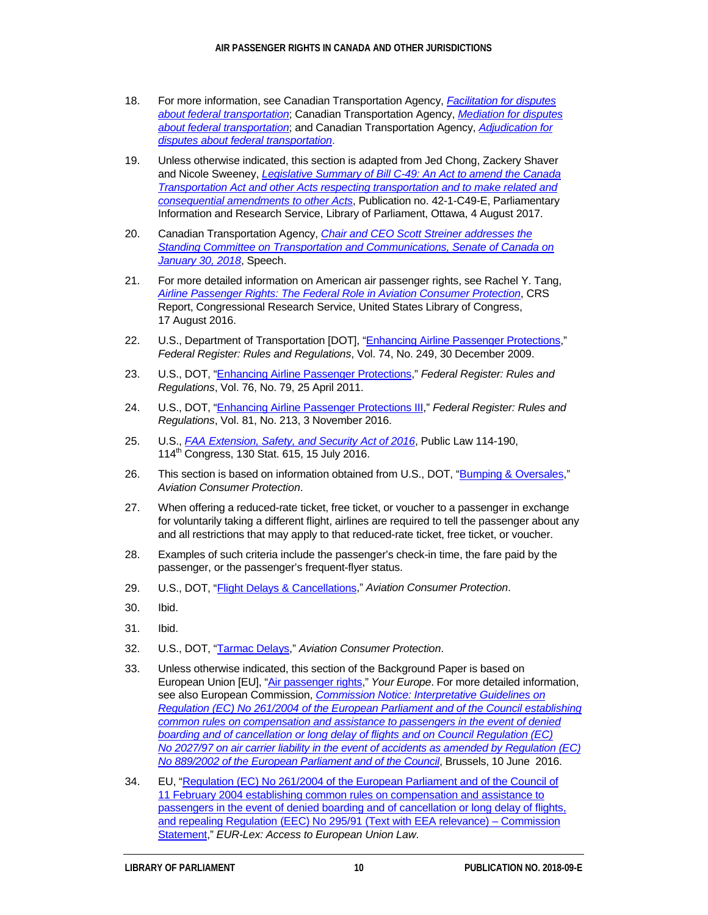18. For more information, see Canadian Transportation Agency, *Facilitation for disputes about federal transportation*; Canadian Transportation Agency, *Mediation for disputes about federal transportation*; and Canadian Transportation Agency, *Adjudication for disputes about federal transportation*.

19. Unless otherwise indicated, this section is adapted from Jed Chong, Zackery Shaver and Nicole Sweeney, *Legislative Summary of Bill C-49: An Act to amend the Canada Transportation Act and other Acts respecting transportation and to make related and consequential amendments to other Acts*, Publication no. 42-1-C49-E, Parliamentary Information and Research Service, Library of Parliament, Ottawa, 4 August 2017.

20. Canadian Transportation Agency, *Chair and CEO Scott Streiner addresses the Standing Committee on Transportation and Communications, Senate of Canada on January 30, 2018*, Speech.

21. For more detailed information on American air passenger rights, see Rachel Y. Tang, *Airline Passenger Rights: The Federal Role in Aviation Consumer Protection*, CRS Report, Congressional Research Service, United States Library of Congress, 17 August 2016.

22. U.S., Department of Transportation [DOT], "Enhancing Airline Passenger Protections," *Federal Register: Rules and Regulations*, Vol. 74, No. 249, 30 December 2009.

23. U.S., DOT, "Enhancing Airline Passenger Protections," *Federal Register: Rules and Regulations*, Vol. 76, No. 79, 25 April 2011.

24. U.S., DOT, "Enhancing Airline Passenger Protections III," *Federal Register: Rules and Regulations*, Vol. 81, No. 213, 3 November 2016.

25. U.S., *FAA Extension, Safety, and Security Act of 2016*, Public Law 114-190, 114th Congress, 130 Stat. 615, 15 July 2016.

26. This section is based on information obtained from U.S., DOT, "Bumping & Oversales," *Aviation Consumer Protection*.

27. When offering a reduced-rate ticket, free ticket, or voucher to a passenger in exchange for voluntarily taking a different flight, airlines are required to tell the passenger about any and all restrictions that may apply to that reduced-rate ticket, free ticket, or voucher.

28. Examples of such criteria include the passenger's check-in time, the fare paid by the passenger, or the passenger's frequent-flyer status.

29. U.S., DOT, "Flight Delays & Cancellations," *Aviation Consumer Protection*.

30. Ibid.

31. Ibid.

32. U.S., DOT, "Tarmac Delays," *Aviation Consumer Protection*.

33. Unless otherwise indicated, this section of the Background Paper is based on European Union [EU], "Air passenger rights," *Your Europe*. For more detailed information, see also European Commission, *Commission Notice: Interpretative Guidelines on Regulation (EC) No 261/2004 of the European Parliament and of the Council establishing common rules on compensation and assistance to passengers in the event of denied boarding and of cancellation or long delay of flights and on Council Regulation (EC) No 2027/97 on air carrier liability in the event of accidents as amended by Regulation (EC) No 889/2002 of the European Parliament and of the Council*, Brussels, 10 June 2016.

34. EU, "Regulation (EC) No 261/2004 of the European Parliament and of the Council of 11 February 2004 establishing common rules on compensation and assistance to passengers in the event of denied boarding and of cancellation or long delay of flights, and repealing Regulation (EEC) No 295/91 (Text with EEA relevance) – Commission Statement," *EUR-Lex: Access to European Union Law*.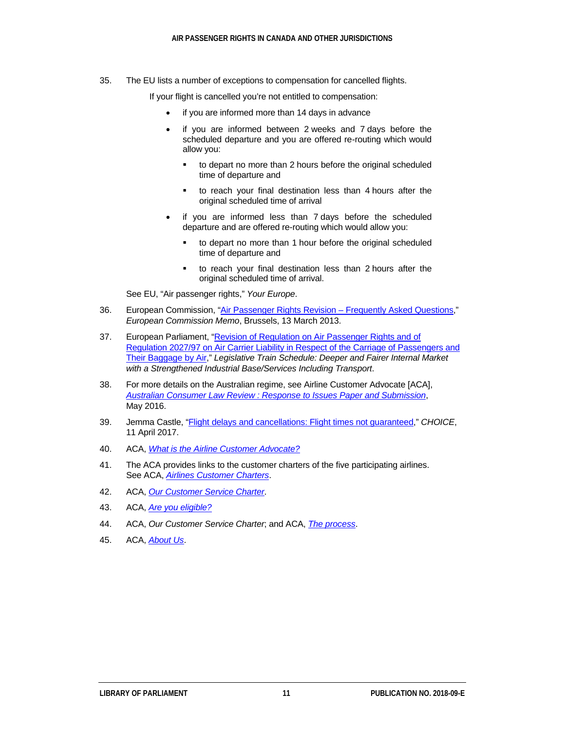35. The EU lists a number of exceptions to compensation for cancelled flights.

    If your flight is cancelled you're not entitled to compensation:

    - if you are informed more than 14 days in advance
    - if you are informed between 2 weeks and 7 days before the scheduled departure and you are offered re-routing which would allow you:
        - to depart no more than 2 hours before the original scheduled time of departure and
        - to reach your final destination less than 4 hours after the original scheduled time of arrival
    - if you are informed less than 7 days before the scheduled departure and are offered re-routing which would allow you:
        - to depart no more than 1 hour before the original scheduled time of departure and
        - to reach your final destination less than 2 hours after the original scheduled time of arrival.

    See EU, "Air passenger rights," *Your Europe*.

36. European Commission, "Air Passenger Rights Revision – Frequently Asked Questions," *European Commission Memo*, Brussels, 13 March 2013.

37. European Parliament, "Revision of Regulation on Air Passenger Rights and of Regulation 2027/97 on Air Carrier Liability in Respect of the Carriage of Passengers and Their Baggage by Air," *Legislative Train Schedule: Deeper and Fairer Internal Market with a Strengthened Industrial Base/Services Including Transport*.

38. For more details on the Australian regime, see Airline Customer Advocate [ACA], *Australian Consumer Law Review : Response to Issues Paper and Submission*, May 2016.

39. Jemma Castle, "Flight delays and cancellations: Flight times not guaranteed," *CHOICE*, 11 April 2017.

40. ACA, *What is the Airline Customer Advocate?*

41. The ACA provides links to the customer charters of the five participating airlines. See ACA, *Airlines Customer Charters*.

42. ACA, *Our Customer Service Charter*.

43. ACA, *Are you eligible?*

44. ACA, *Our Customer Service Charter*; and ACA, *The process*.

45. ACA, *About Us*.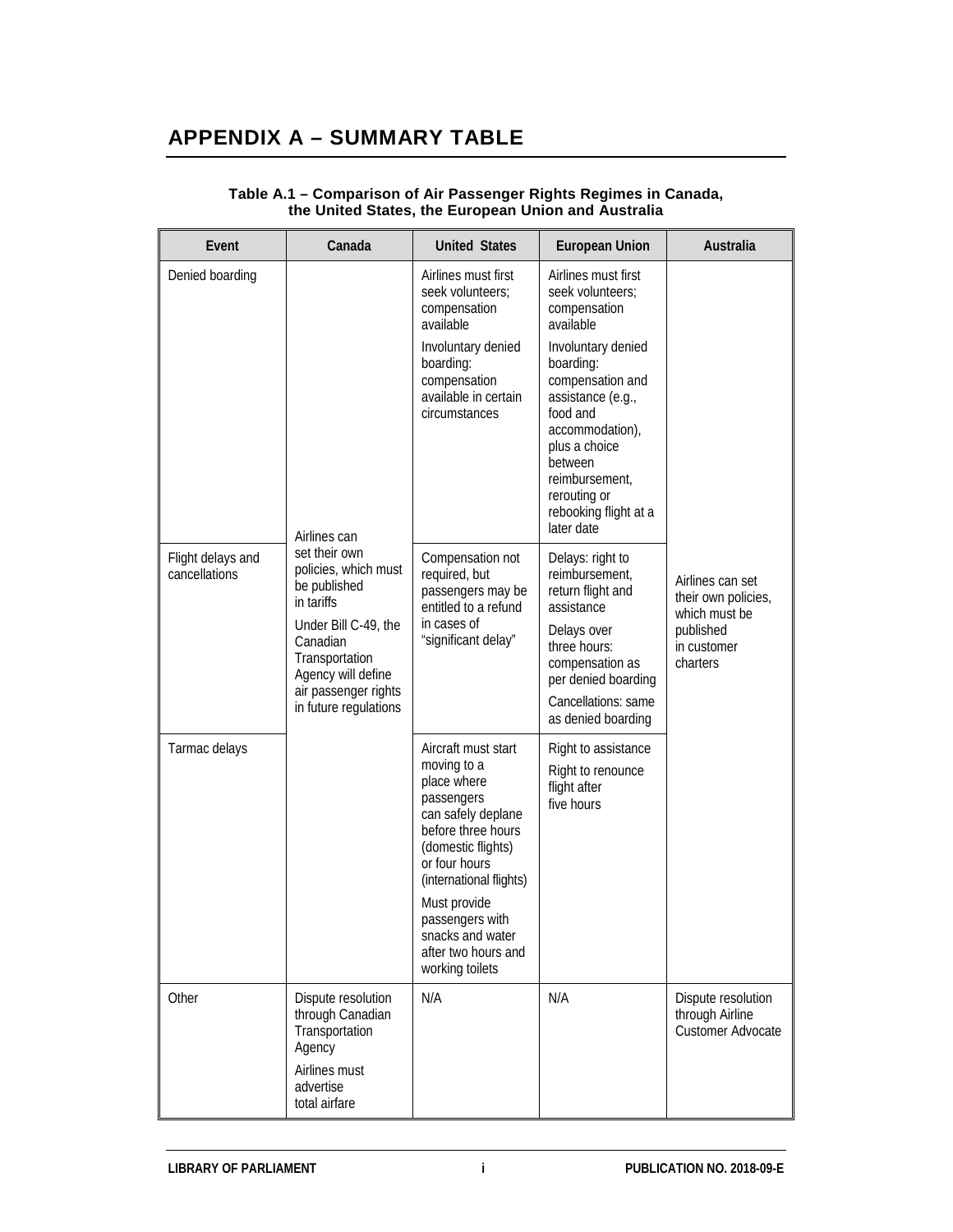# APPENDIX A – SUMMARY TABLE

**Table A.1 – Comparison of Air Passenger Rights Regimes in Canada, the United States, the European Union and Australia**

| Event | Canada | United States | European Union | Australia |
|---|---|---|---|---|
| Denied boarding | Airlines can set their own policies, which must be published in tariffs<br>Under Bill C-49, the Canadian Transportation Agency will define air passenger rights in future regulations | Airlines must first seek volunteers; compensation available<br>Involuntary denied boarding: compensation available in certain circumstances | Airlines must first seek volunteers; compensation available<br>Involuntary denied boarding: compensation and assistance (e.g., food and accommodation), plus a choice between reimbursement, rerouting or rebooking flight at a later date | Airlines can set their own policies, which must be published in customer charters |
| Flight delays and cancellations | | Compensation not required, but passengers may be entitled to a refund in cases of "significant delay" | Delays: right to reimbursement, return flight and assistance<br>Delays over three hours: compensation as per denied boarding<br>Cancellations: same as denied boarding | |
| Tarmac delays | | Aircraft must start moving to a place where passengers can safely deplane before three hours (domestic flights) or four hours (international flights)<br>Must provide passengers with snacks and water after two hours and working toilets | Right to assistance<br>Right to renounce flight after five hours | |
| Other | Dispute resolution through Canadian Transportation Agency<br>Airlines must advertise total airfare | N/A | N/A | Dispute resolution through Airline Customer Advocate |